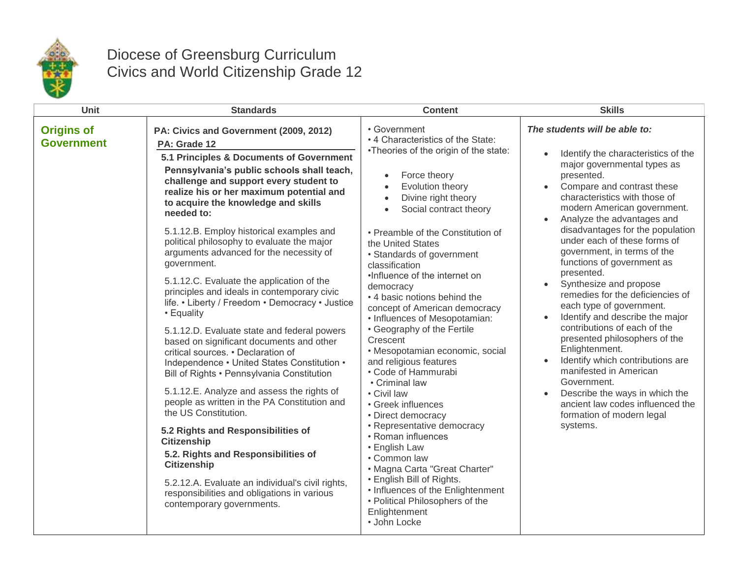# Diocese of Greensburg Curriculum
# Civics and World Citizenship Grade 12

| Unit | Standards | Content | Skills |
|---|---|---|---|
| **Origins of Government** | **PA: Civics and Government (2009, 2012)**<br>**PA: Grade 12**<br>**5.1 Principles & Documents of Government**<br>**Pennsylvania's public schools shall teach, challenge and support every student to realize his or her maximum potential and to acquire the knowledge and skills needed to:**<br><br>5.1.12.B. Employ historical examples and political philosophy to evaluate the major arguments advanced for the necessity of government.<br><br>5.1.12.C. Evaluate the application of the principles and ideals in contemporary civic life. • Liberty / Freedom • Democracy • Justice • Equality<br><br>5.1.12.D. Evaluate state and federal powers based on significant documents and other critical sources. • Declaration of Independence • United States Constitution • Bill of Rights • Pennsylvania Constitution<br><br>5.1.12.E. Analyze and assess the rights of people as written in the PA Constitution and the US Constitution.<br><br>**5.2 Rights and Responsibilities of Citizenship**<br>**5.2. Rights and Responsibilities of Citizenship**<br><br>5.2.12.A. Evaluate an individual's civil rights, responsibilities and obligations in various contemporary governments. | • Government<br>• 4 Characteristics of the State:<br>•Theories of the origin of the state:<br>• Force theory<br>• Evolution theory<br>• Divine right theory<br>• Social contract theory<br><br>• Preamble of the Constitution of the United States<br>• Standards of government classification<br>•Influence of the internet on democracy<br>• 4 basic notions behind the concept of American democracy<br>• Influences of Mesopotamian:<br>• Geography of the Fertile Crescent<br>• Mesopotamian economic, social and religious features<br>• Code of Hammurabi<br>• Criminal law<br>• Civil law<br>• Greek influences<br>• Direct democracy<br>• Representative democracy<br>• Roman influences<br>• English Law<br>• Common law<br>• Magna Carta "Great Charter"<br>• English Bill of Rights.<br>• Influences of the Enlightenment<br>• Political Philosophers of the Enlightenment<br>• John Locke | ***The students will be able to:***<br>• Identify the characteristics of the major governmental types as presented.<br>• Compare and contrast these characteristics with those of modern American government.<br>• Analyze the advantages and disadvantages for the population under each of these forms of government, in terms of the functions of government as presented.<br>• Synthesize and propose remedies for the deficiencies of each type of government.<br>• Identify and describe the major contributions of each of the presented philosophers of the Enlightenment.<br>• Identify which contributions are manifested in American Government.<br>• Describe the ways in which the ancient law codes influenced the formation of modern legal systems. |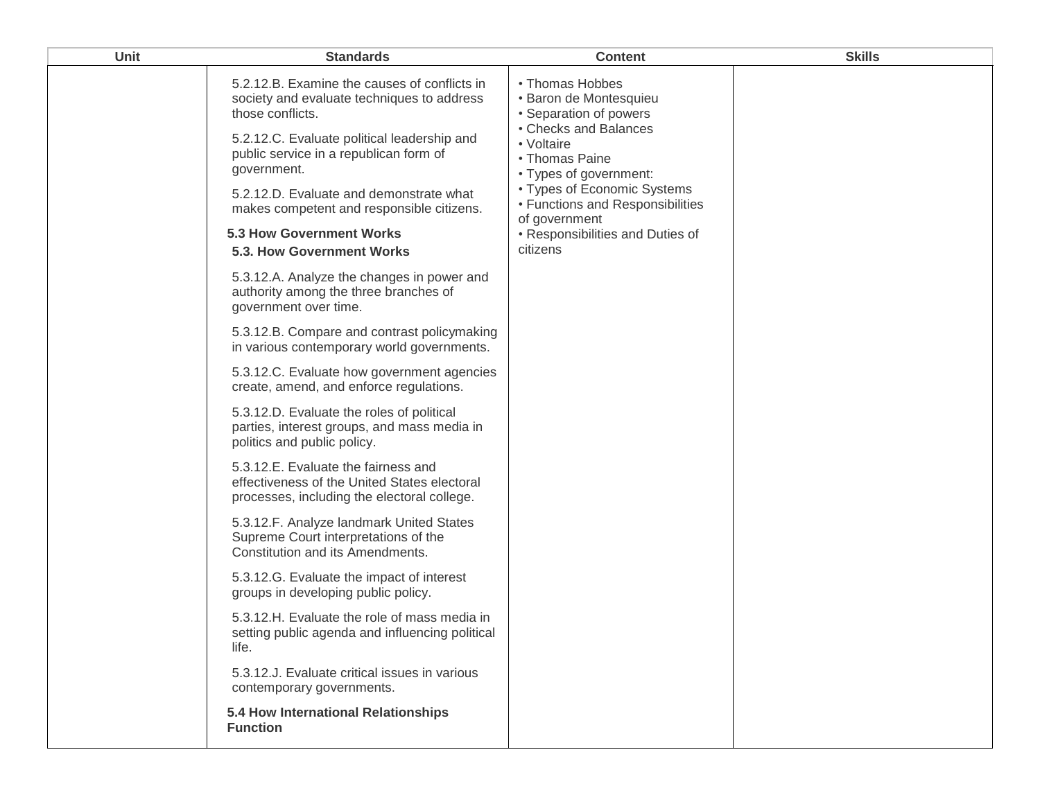| Unit | Standards | Content | Skills |
|---|---|---|---|
| | 5.2.12.B. Examine the causes of conflicts in society and evaluate techniques to address those conflicts.<br><br>5.2.12.C. Evaluate political leadership and public service in a republican form of government.<br><br>5.2.12.D. Evaluate and demonstrate what makes competent and responsible citizens.<br><br>**5.3 How Government Works**<br>**5.3. How Government Works**<br><br>5.3.12.A. Analyze the changes in power and authority among the three branches of government over time.<br><br>5.3.12.B. Compare and contrast policymaking in various contemporary world governments.<br><br>5.3.12.C. Evaluate how government agencies create, amend, and enforce regulations.<br><br>5.3.12.D. Evaluate the roles of political parties, interest groups, and mass media in politics and public policy.<br><br>5.3.12.E. Evaluate the fairness and effectiveness of the United States electoral processes, including the electoral college.<br><br>5.3.12.F. Analyze landmark United States Supreme Court interpretations of the Constitution and its Amendments.<br><br>5.3.12.G. Evaluate the impact of interest groups in developing public policy.<br><br>5.3.12.H. Evaluate the role of mass media in setting public agenda and influencing political life.<br><br>5.3.12.J. Evaluate critical issues in various contemporary governments.<br><br>**5.4 How International Relationships Function** | • Thomas Hobbes<br>• Baron de Montesquieu<br>• Separation of powers<br>• Checks and Balances<br>• Voltaire<br>• Thomas Paine<br>• Types of government:<br>• Types of Economic Systems<br>• Functions and Responsibilities of government<br>• Responsibilities and Duties of citizens | |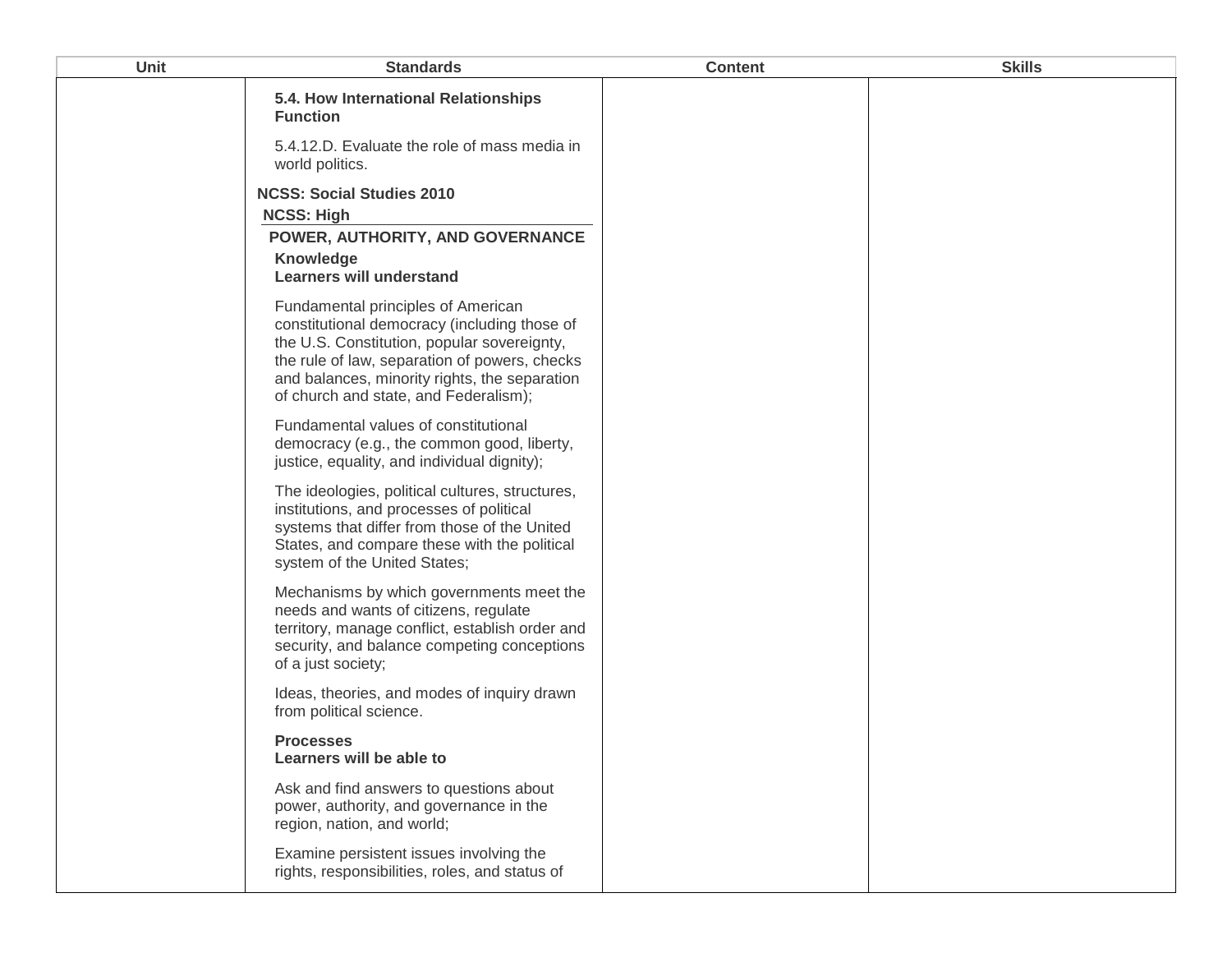| Unit | Standards | Content | Skills |
|---|---|---|---|
| | **5.4. How International Relationships Function**<br><br>5.4.12.D. Evaluate the role of mass media in world politics.<br><br>**NCSS: Social Studies 2010**<br><br>**NCSS: High**<br><br>**POWER, AUTHORITY, AND GOVERNANCE**<br><br>**Knowledge**<br>**Learners will understand**<br><br>Fundamental principles of American constitutional democracy (including those of the U.S. Constitution, popular sovereignty, the rule of law, separation of powers, checks and balances, minority rights, the separation of church and state, and Federalism);<br><br>Fundamental values of constitutional democracy (e.g., the common good, liberty, justice, equality, and individual dignity);<br><br>The ideologies, political cultures, structures, institutions, and processes of political systems that differ from those of the United States, and compare these with the political system of the United States;<br><br>Mechanisms by which governments meet the needs and wants of citizens, regulate territory, manage conflict, establish order and security, and balance competing conceptions of a just society;<br><br>Ideas, theories, and modes of inquiry drawn from political science.<br><br>**Processes**<br>**Learners will be able to**<br><br>Ask and find answers to questions about power, authority, and governance in the region, nation, and world;<br><br>Examine persistent issues involving the rights, responsibilities, roles, and status of | | |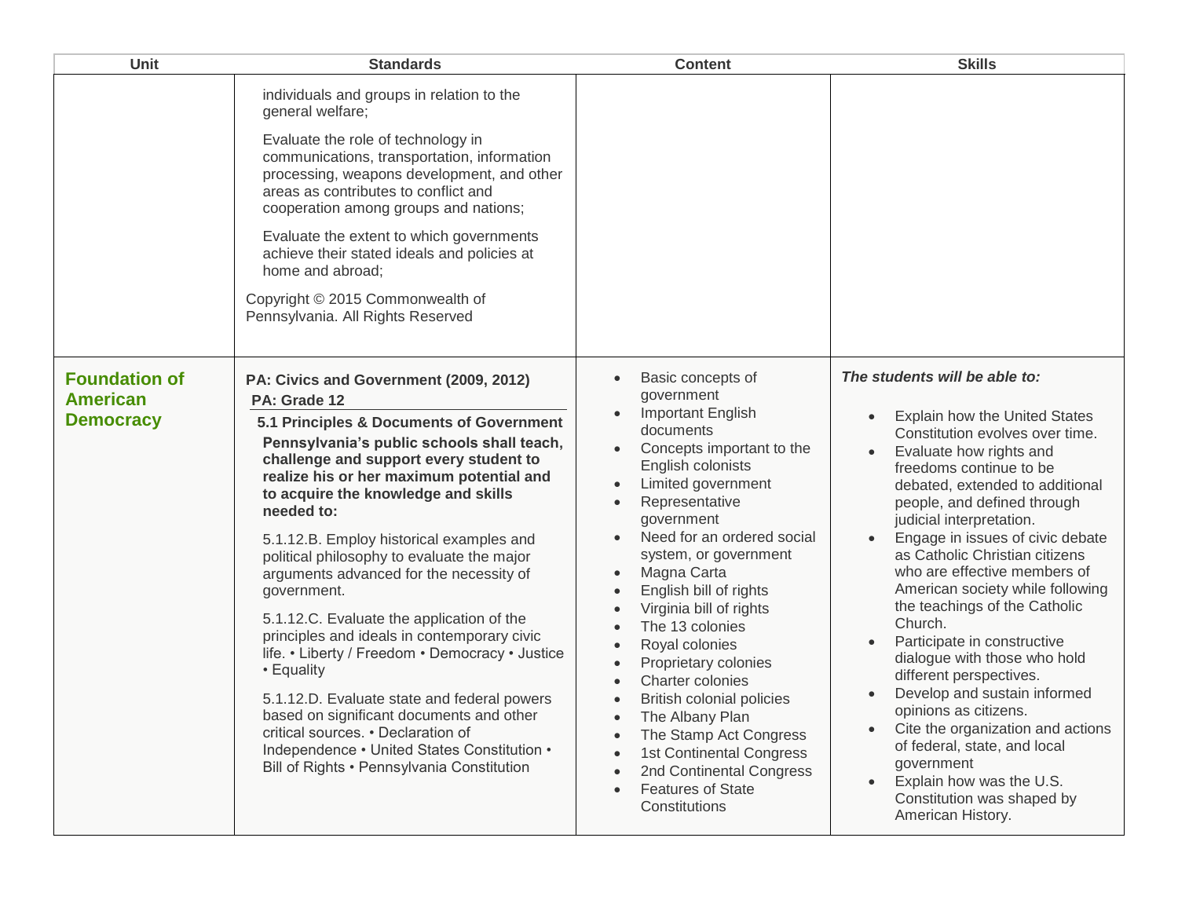| Unit | Standards | Content | Skills |
|---|---|---|---|
| | individuals and groups in relation to the general welfare;<br><br>Evaluate the role of technology in communications, transportation, information processing, weapons development, and other areas as contributes to conflict and cooperation among groups and nations;<br><br>Evaluate the extent to which governments achieve their stated ideals and policies at home and abroad;<br><br>Copyright © 2015 Commonwealth of Pennsylvania. All Rights Reserved | | |
| **Foundation of American Democracy** | **PA: Civics and Government (2009, 2012)**<br>**PA: Grade 12**<br>**5.1 Principles & Documents of Government**<br>**Pennsylvania's public schools shall teach, challenge and support every student to realize his or her maximum potential and to acquire the knowledge and skills needed to:**<br><br>5.1.12.B. Employ historical examples and political philosophy to evaluate the major arguments advanced for the necessity of government.<br><br>5.1.12.C. Evaluate the application of the principles and ideals in contemporary civic life. • Liberty / Freedom • Democracy • Justice • Equality<br><br>5.1.12.D. Evaluate state and federal powers based on significant documents and other critical sources. • Declaration of Independence • United States Constitution • Bill of Rights • Pennsylvania Constitution | • Basic concepts of government<br>• Important English documents<br>• Concepts important to the English colonists<br>• Limited government<br>• Representative government<br>• Need for an ordered social system, or government<br>• Magna Carta<br>• English bill of rights<br>• Virginia bill of rights<br>• The 13 colonies<br>• Royal colonies<br>• Proprietary colonies<br>• Charter colonies<br>• British colonial policies<br>• The Albany Plan<br>• The Stamp Act Congress<br>• 1st Continental Congress<br>• 2nd Continental Congress<br>• Features of State Constitutions | ***The students will be able to:***<br><br>• Explain how the United States Constitution evolves over time.<br>• Evaluate how rights and freedoms continue to be debated, extended to additional people, and defined through judicial interpretation.<br>• Engage in issues of civic debate as Catholic Christian citizens who are effective members of American society while following the teachings of the Catholic Church.<br>• Participate in constructive dialogue with those who hold different perspectives.<br>• Develop and sustain informed opinions as citizens.<br>• Cite the organization and actions of federal, state, and local government<br>• Explain how was the U.S. Constitution was shaped by American History. |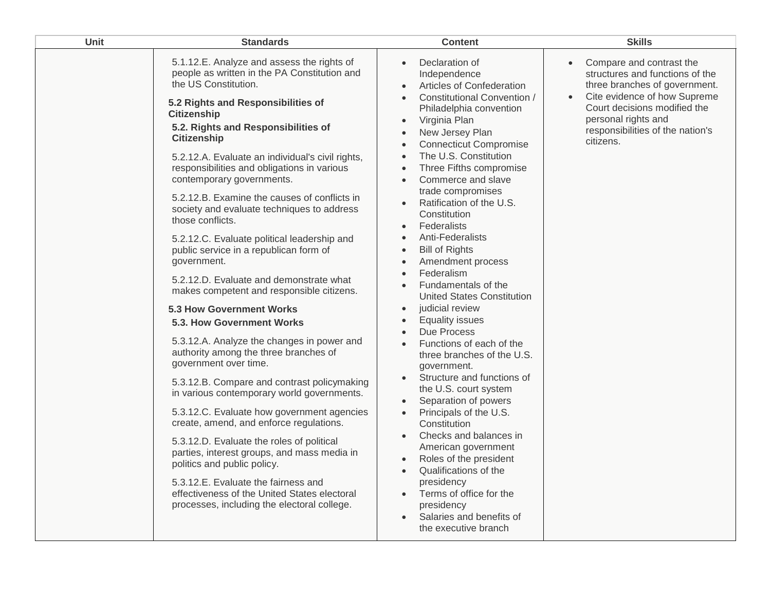| Unit | Standards | Content | Skills |
|---|---|---|---|
| | 5.1.12.E. Analyze and assess the rights of people as written in the PA Constitution and the US Constitution.<br><br>**5.2 Rights and Responsibilities of Citizenship**<br>**5.2. Rights and Responsibilities of Citizenship**<br><br>5.2.12.A. Evaluate an individual's civil rights, responsibilities and obligations in various contemporary governments.<br><br>5.2.12.B. Examine the causes of conflicts in society and evaluate techniques to address those conflicts.<br><br>5.2.12.C. Evaluate political leadership and public service in a republican form of government.<br><br>5.2.12.D. Evaluate and demonstrate what makes competent and responsible citizens.<br><br>**5.3 How Government Works**<br>**5.3. How Government Works**<br><br>5.3.12.A. Analyze the changes in power and authority among the three branches of government over time.<br><br>5.3.12.B. Compare and contrast policymaking in various contemporary world governments.<br><br>5.3.12.C. Evaluate how government agencies create, amend, and enforce regulations.<br><br>5.3.12.D. Evaluate the roles of political parties, interest groups, and mass media in politics and public policy.<br><br>5.3.12.E. Evaluate the fairness and effectiveness of the United States electoral processes, including the electoral college. | • Declaration of Independence<br>• Articles of Confederation<br>• Constitutional Convention / Philadelphia convention<br>• Virginia Plan<br>• New Jersey Plan<br>• Connecticut Compromise<br>• The U.S. Constitution<br>• Three Fifths compromise<br>• Commerce and slave trade compromises<br>• Ratification of the U.S. Constitution<br>• Federalists<br>• Anti-Federalists<br>• Bill of Rights<br>• Amendment process<br>• Federalism<br>• Fundamentals of the United States Constitution<br>• judicial review<br>• Equality issues<br>• Due Process<br>• Functions of each of the three branches of the U.S. government.<br>• Structure and functions of the U.S. court system<br>• Separation of powers<br>• Principals of the U.S. Constitution<br>• Checks and balances in American government<br>• Roles of the president<br>• Qualifications of the presidency<br>• Terms of office for the presidency<br>• Salaries and benefits of the executive branch | • Compare and contrast the structures and functions of the three branches of government.<br>• Cite evidence of how Supreme Court decisions modified the personal rights and responsibilities of the nation's citizens. |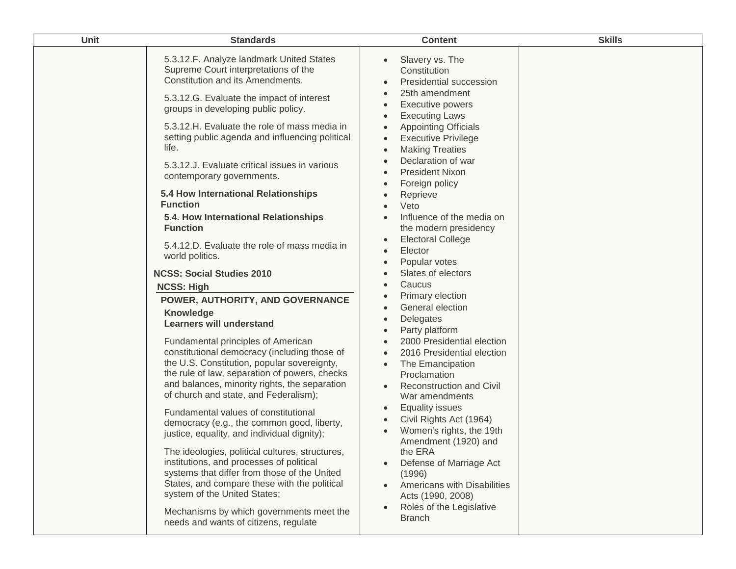| Unit | Standards | Content | Skills |
| --- | --- | --- | --- |
| | 5.3.12.F. Analyze landmark United States Supreme Court interpretations of the Constitution and its Amendments.<br><br>5.3.12.G. Evaluate the impact of interest groups in developing public policy.<br><br>5.3.12.H. Evaluate the role of mass media in setting public agenda and influencing political life.<br><br>5.3.12.J. Evaluate critical issues in various contemporary governments.<br><br>**5.4 How International Relationships Function**<br>**5.4. How International Relationships Function**<br><br>5.4.12.D. Evaluate the role of mass media in world politics.<br><br>**NCSS: Social Studies 2010**<br>**NCSS: High**<br>**POWER, AUTHORITY, AND GOVERNANCE**<br>**Knowledge**<br>**Learners will understand**<br><br>Fundamental principles of American constitutional democracy (including those of the U.S. Constitution, popular sovereignty, the rule of law, separation of powers, checks and balances, minority rights, the separation of church and state, and Federalism);<br><br>Fundamental values of constitutional democracy (e.g., the common good, liberty, justice, equality, and individual dignity);<br><br>The ideologies, political cultures, structures, institutions, and processes of political systems that differ from those of the United States, and compare these with the political system of the United States;<br><br>Mechanisms by which governments meet the needs and wants of citizens, regulate | • Slavery vs. The Constitution<br>• Presidential succession<br>• 25th amendment<br>• Executive powers<br>• Executing Laws<br>• Appointing Officials<br>• Executive Privilege<br>• Making Treaties<br>• Declaration of war<br>• President Nixon<br>• Foreign policy<br>• Reprieve<br>• Veto<br>• Influence of the media on the modern presidency<br>• Electoral College<br>• Elector<br>• Popular votes<br>• Slates of electors<br>• Caucus<br>• Primary election<br>• General election<br>• Delegates<br>• Party platform<br>• 2000 Presidential election<br>• 2016 Presidential election<br>• The Emancipation Proclamation<br>• Reconstruction and Civil War amendments<br>• Equality issues<br>• Civil Rights Act (1964)<br>• Women's rights, the 19th Amendment (1920) and the ERA<br>• Defense of Marriage Act (1996)<br>• Americans with Disabilities Acts (1990, 2008)<br>• Roles of the Legislative Branch | |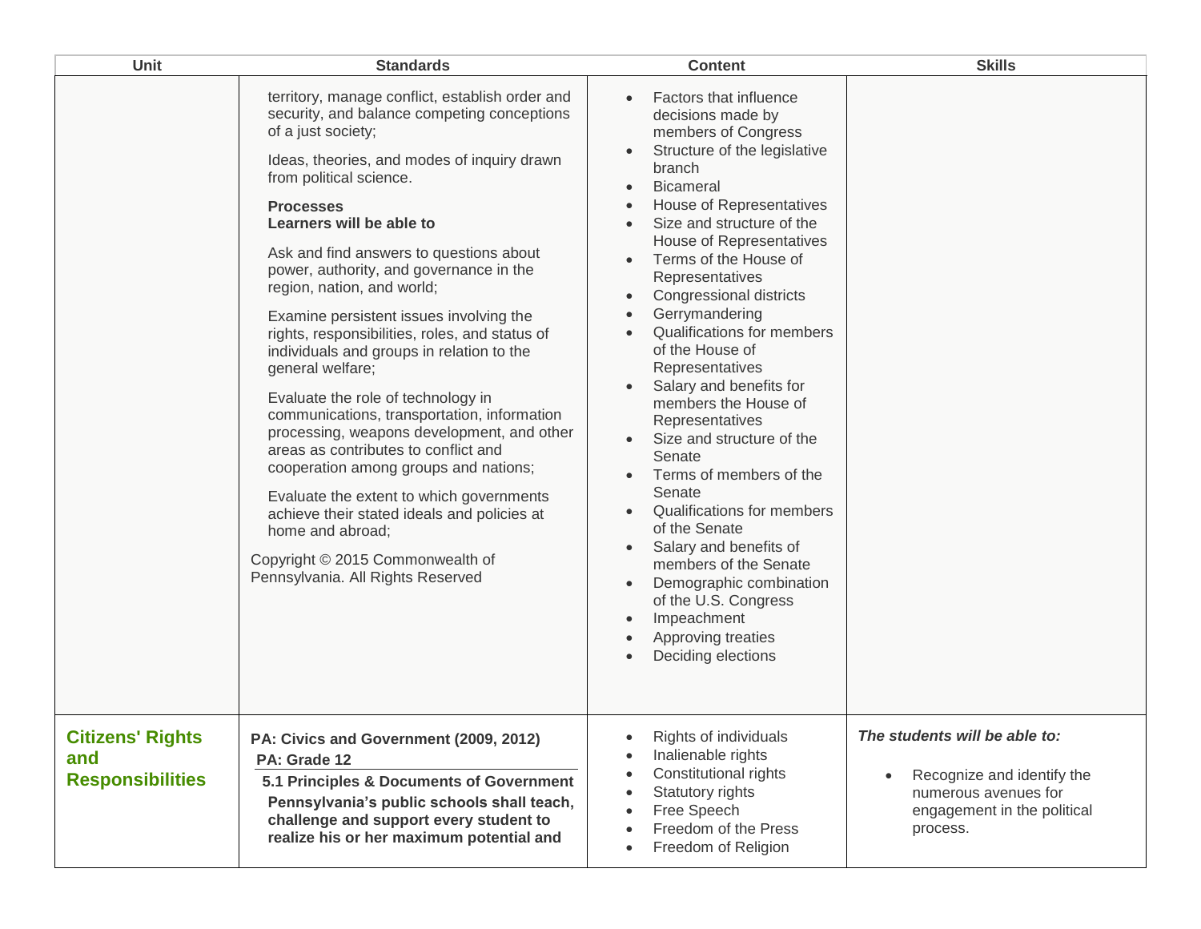| Unit | Standards | Content | Skills |
|---|---|---|---|
| | territory, manage conflict, establish order and security, and balance competing conceptions of a just society;<br><br>Ideas, theories, and modes of inquiry drawn from political science.<br><br>**Processes**<br>**Learners will be able to**<br><br>Ask and find answers to questions about power, authority, and governance in the region, nation, and world;<br><br>Examine persistent issues involving the rights, responsibilities, roles, and status of individuals and groups in relation to the general welfare;<br><br>Evaluate the role of technology in communications, transportation, information processing, weapons development, and other areas as contributes to conflict and cooperation among groups and nations;<br><br>Evaluate the extent to which governments achieve their stated ideals and policies at home and abroad;<br><br>Copyright © 2015 Commonwealth of Pennsylvania. All Rights Reserved | • Factors that influence decisions made by members of Congress<br>• Structure of the legislative branch<br>• Bicameral<br>• House of Representatives<br>• Size and structure of the House of Representatives<br>• Terms of the House of Representatives<br>• Congressional districts<br>• Gerrymandering<br>• Qualifications for members of the House of Representatives<br>• Salary and benefits for members the House of Representatives<br>• Size and structure of the Senate<br>• Terms of members of the Senate<br>• Qualifications for members of the Senate<br>• Salary and benefits of members of the Senate<br>• Demographic combination of the U.S. Congress<br>• Impeachment<br>• Approving treaties<br>• Deciding elections | |
| **Citizens' Rights and Responsibilities** | **PA: Civics and Government (2009, 2012)**<br>**PA: Grade 12**<br>**5.1 Principles & Documents of Government**<br>**Pennsylvania's public schools shall teach, challenge and support every student to realize his or her maximum potential and** | • Rights of individuals<br>• Inalienable rights<br>• Constitutional rights<br>• Statutory rights<br>• Free Speech<br>• Freedom of the Press<br>• Freedom of Religion | ***The students will be able to:***<br><br>• Recognize and identify the numerous avenues for engagement in the political process. |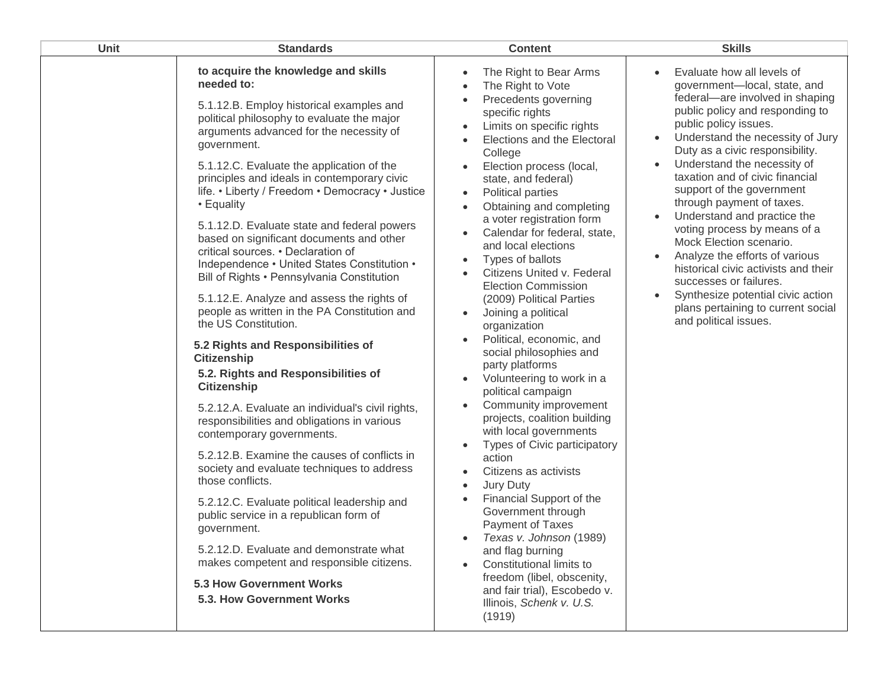| Unit | Standards | Content | Skills |
| --- | --- | --- | --- |
| | **to acquire the knowledge and skills needed to:**<br><br>5.1.12.B. Employ historical examples and political philosophy to evaluate the major arguments advanced for the necessity of government.<br><br>5.1.12.C. Evaluate the application of the principles and ideals in contemporary civic life. • Liberty / Freedom • Democracy • Justice • Equality<br><br>5.1.12.D. Evaluate state and federal powers based on significant documents and other critical sources. • Declaration of Independence • United States Constitution • Bill of Rights • Pennsylvania Constitution<br><br>5.1.12.E. Analyze and assess the rights of people as written in the PA Constitution and the US Constitution.<br><br>**5.2 Rights and Responsibilities of Citizenship**<br><br>**5.2. Rights and Responsibilities of Citizenship**<br><br>5.2.12.A. Evaluate an individual's civil rights, responsibilities and obligations in various contemporary governments.<br><br>5.2.12.B. Examine the causes of conflicts in society and evaluate techniques to address those conflicts.<br><br>5.2.12.C. Evaluate political leadership and public service in a republican form of government.<br><br>5.2.12.D. Evaluate and demonstrate what makes competent and responsible citizens.<br><br>**5.3 How Government Works**<br><br>**5.3. How Government Works** | • The Right to Bear Arms<br>• The Right to Vote<br>• Precedents governing specific rights<br>• Limits on specific rights<br>• Elections and the Electoral College<br>• Election process (local, state, and federal)<br>• Political parties<br>• Obtaining and completing a voter registration form<br>• Calendar for federal, state, and local elections<br>• Types of ballots<br>• Citizens United v. Federal Election Commission (2009) Political Parties<br>• Joining a political organization<br>• Political, economic, and social philosophies and party platforms<br>• Volunteering to work in a political campaign<br>• Community improvement projects, coalition building with local governments<br>• Types of Civic participatory action<br>• Citizens as activists<br>• Jury Duty<br>• Financial Support of the Government through Payment of Taxes<br>• *Texas v. Johnson* (1989) and flag burning<br>• Constitutional limits to freedom (libel, obscenity, and fair trial), Escobedo v. Illinois, *Schenk v. U.S.* (1919) | • Evaluate how all levels of government—local, state, and federal—are involved in shaping public policy and responding to public policy issues.<br>• Understand the necessity of Jury Duty as a civic responsibility.<br>• Understand the necessity of taxation and of civic financial support of the government through payment of taxes.<br>• Understand and practice the voting process by means of a Mock Election scenario.<br>• Analyze the efforts of various historical civic activists and their successes or failures.<br>• Synthesize potential civic action plans pertaining to current social and political issues. |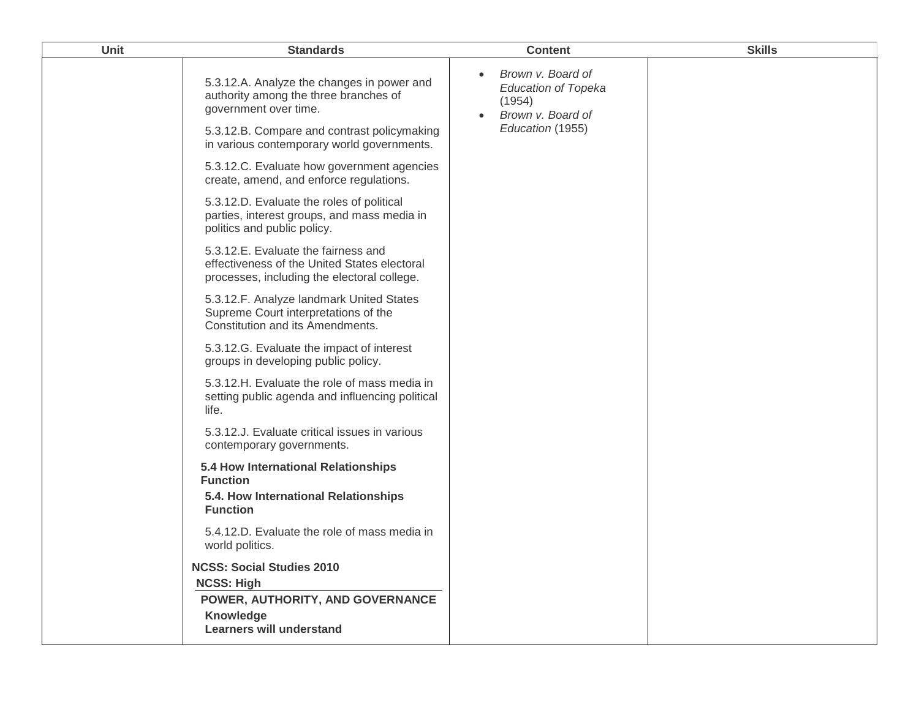| Unit | Standards | Content | Skills |
| --- | --- | --- | --- |
| | 5.3.12.A. Analyze the changes in power and authority among the three branches of government over time.<br><br>5.3.12.B. Compare and contrast policymaking in various contemporary world governments.<br><br>5.3.12.C. Evaluate how government agencies create, amend, and enforce regulations.<br><br>5.3.12.D. Evaluate the roles of political parties, interest groups, and mass media in politics and public policy.<br><br>5.3.12.E. Evaluate the fairness and effectiveness of the United States electoral processes, including the electoral college.<br><br>5.3.12.F. Analyze landmark United States Supreme Court interpretations of the Constitution and its Amendments.<br><br>5.3.12.G. Evaluate the impact of interest groups in developing public policy.<br><br>5.3.12.H. Evaluate the role of mass media in setting public agenda and influencing political life.<br><br>5.3.12.J. Evaluate critical issues in various contemporary governments.<br><br>**5.4 How International Relationships Function**<br>**5.4. How International Relationships Function**<br><br>5.4.12.D. Evaluate the role of mass media in world politics.<br><br>**NCSS: Social Studies 2010**<br>**NCSS: High**<br>**POWER, AUTHORITY, AND GOVERNANCE**<br>**Knowledge**<br>**Learners will understand** | • *Brown v. Board of Education of Topeka* (1954)<br>• *Brown v. Board of Education* (1955) | |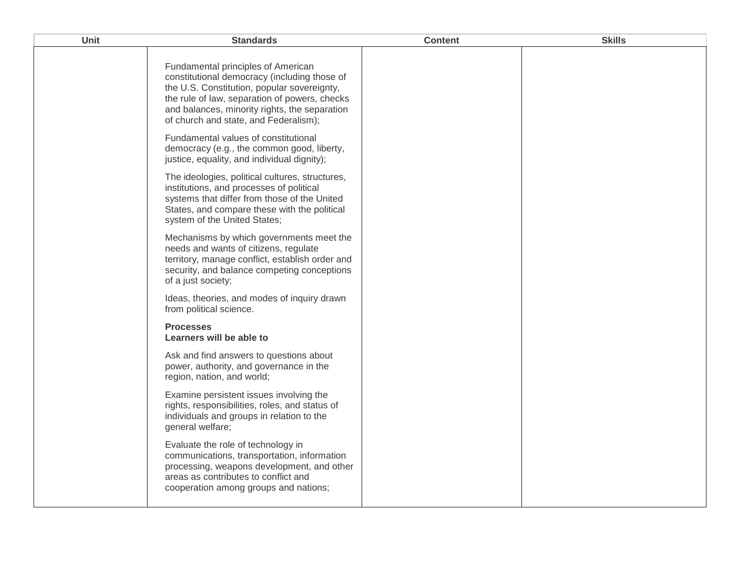| Unit | Standards | Content | Skills |
| --- | --- | --- | --- |
| | Fundamental principles of American constitutional democracy (including those of the U.S. Constitution, popular sovereignty, the rule of law, separation of powers, checks and balances, minority rights, the separation of church and state, and Federalism);<br><br>Fundamental values of constitutional democracy (e.g., the common good, liberty, justice, equality, and individual dignity);<br><br>The ideologies, political cultures, structures, institutions, and processes of political systems that differ from those of the United States, and compare these with the political system of the United States;<br><br>Mechanisms by which governments meet the needs and wants of citizens, regulate territory, manage conflict, establish order and security, and balance competing conceptions of a just society;<br><br>Ideas, theories, and modes of inquiry drawn from political science.<br><br>**Processes**<br>**Learners will be able to**<br><br>Ask and find answers to questions about power, authority, and governance in the region, nation, and world;<br><br>Examine persistent issues involving the rights, responsibilities, roles, and status of individuals and groups in relation to the general welfare;<br><br>Evaluate the role of technology in communications, transportation, information processing, weapons development, and other areas as contributes to conflict and cooperation among groups and nations; | | |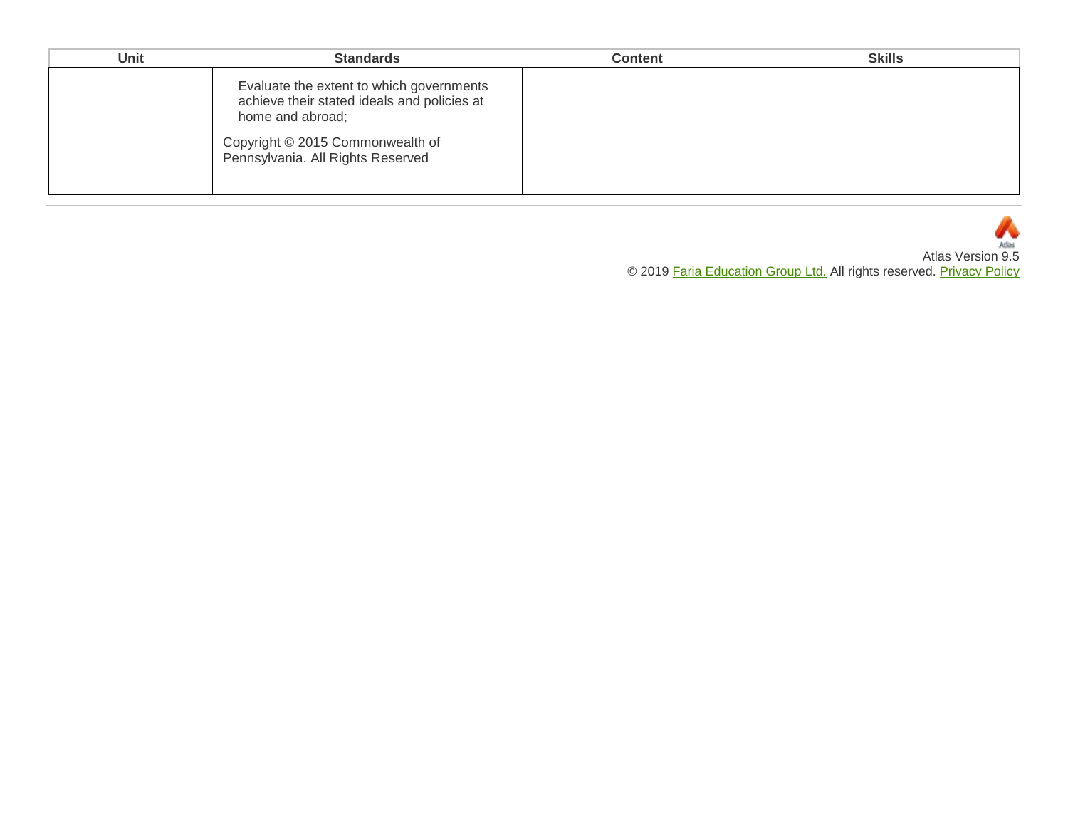| Unit | Standards | Content | Skills |
|---|---|---|---|
| | Evaluate the extent to which governments achieve their stated ideals and policies at home and abroad;<br><br>Copyright © 2015 Commonwealth of Pennsylvania. All Rights Reserved | | |

Atlas Version 9.5
© 2019 Faria Education Group Ltd. All rights reserved. Privacy Policy